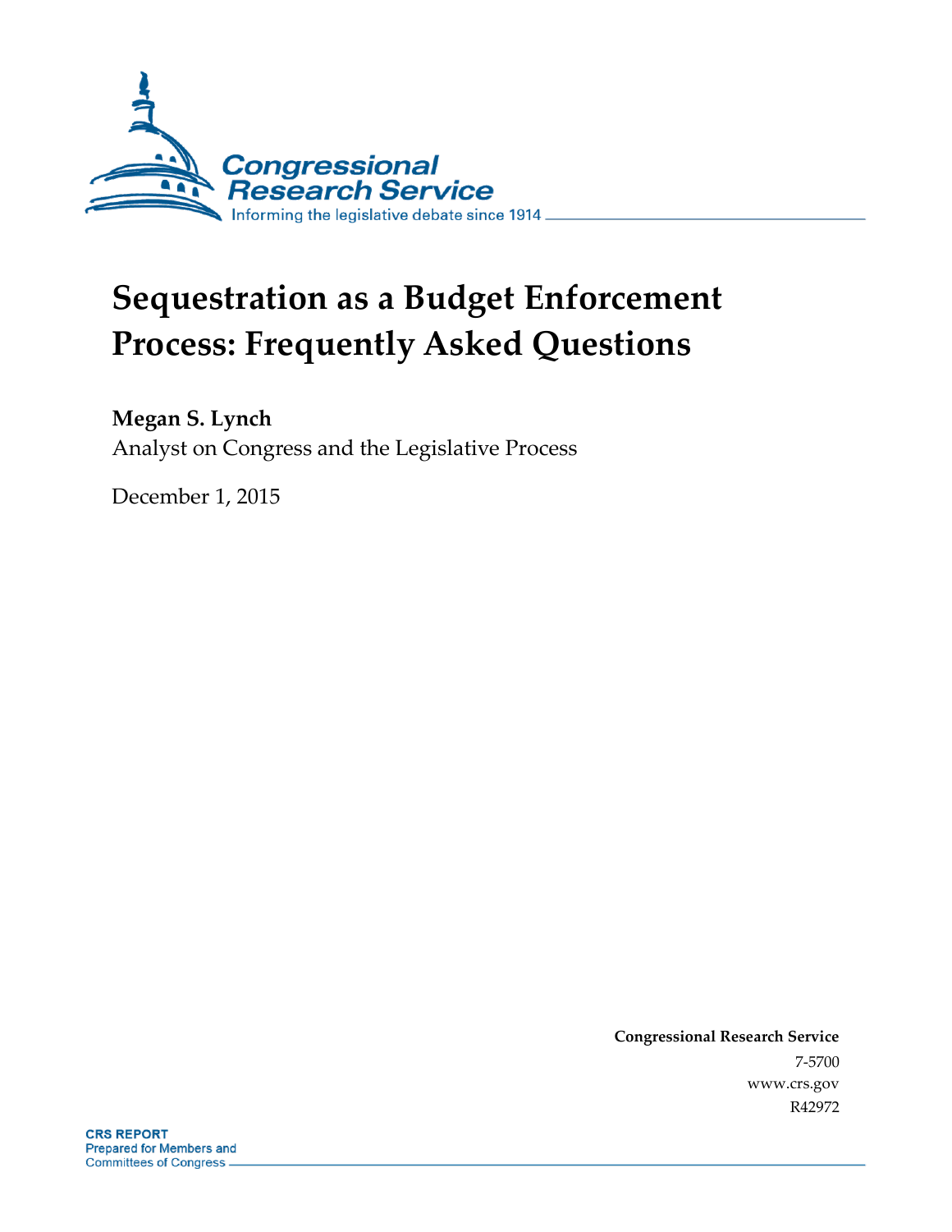Congressional Research Service

Informing the legislative debate since 1914

# Sequestration as a Budget Enforcement Process: Frequently Asked Questions

**Megan S. Lynch**

Analyst on Congress and the Legislative Process

December 1, 2015

**Congressional Research Service**

7-5700

www.crs.gov

R42972

**CRS REPORT**

Prepared for Members and Committees of Congress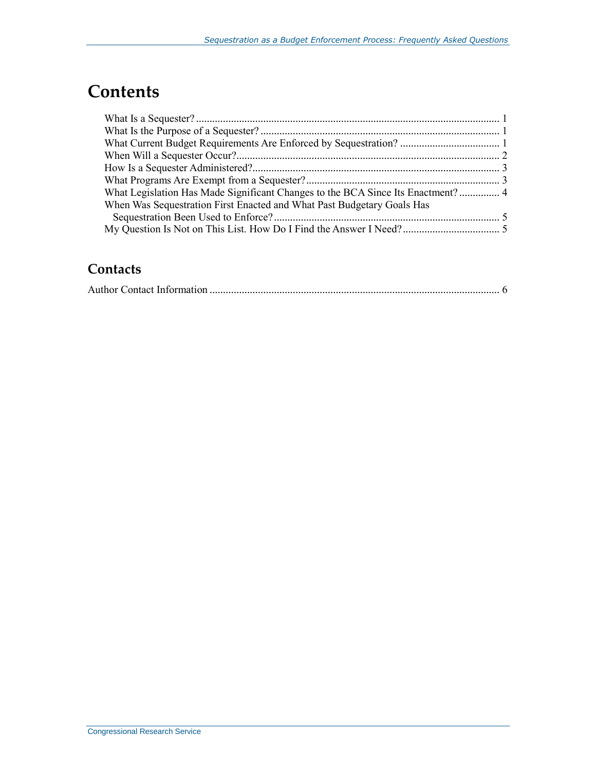# Contents

What Is a Sequester? ................................................................................................................ 1
What Is the Purpose of a Sequester? ........................................................................................ 1
What Current Budget Requirements Are Enforced by Sequestration? ..................................... 1
When Will a Sequester Occur?.................................................................................................. 2
How Is a Sequester Administered?............................................................................................ 3
What Programs Are Exempt from a Sequester?........................................................................ 3
What Legislation Has Made Significant Changes to the BCA Since Its Enactment? ............... 4
When Was Sequestration First Enacted and What Past Budgetary Goals Has Sequestration Been Used to Enforce? .................................................................................... 5
My Question Is Not on This List. How Do I Find the Answer I Need? .................................... 5

## Contacts

Author Contact Information ........................................................................................................... 6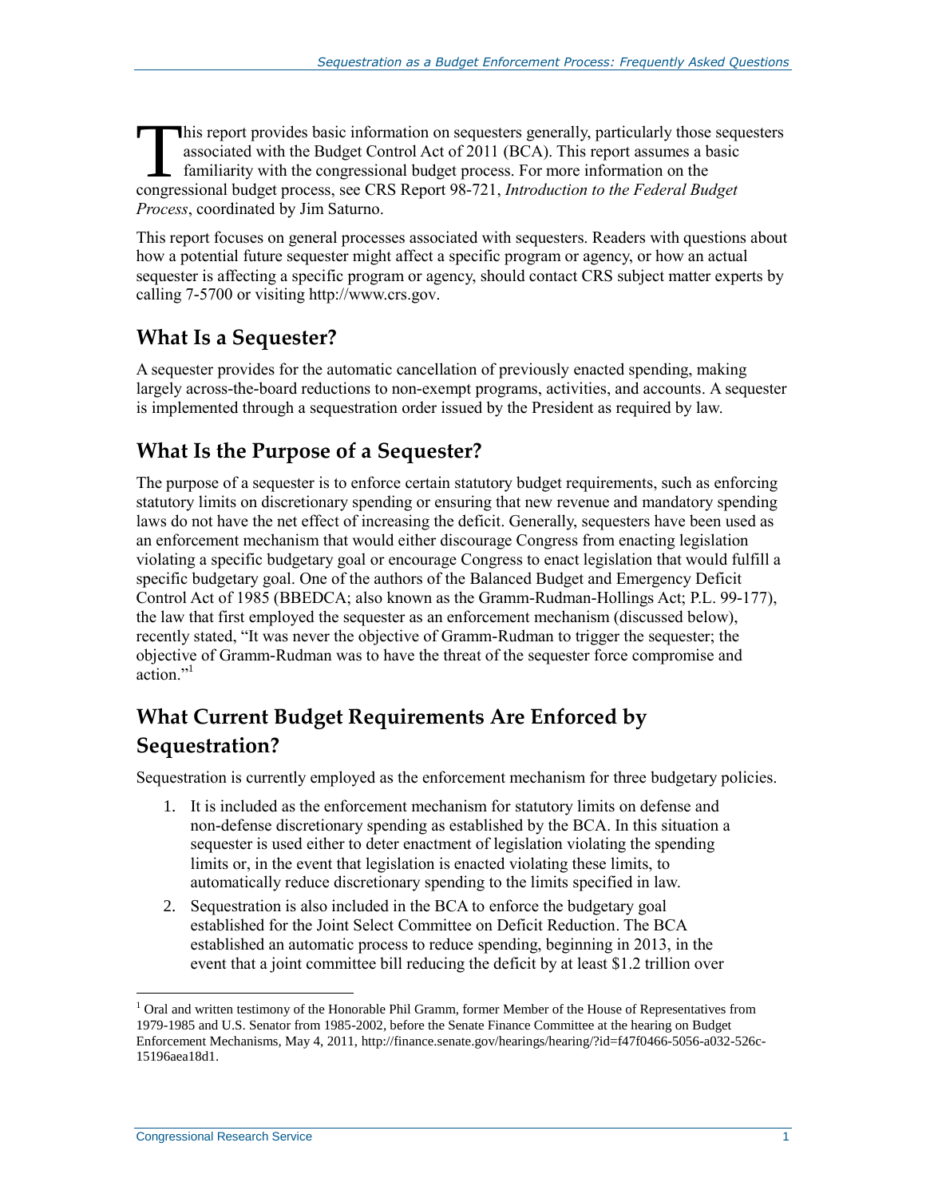This report provides basic information on sequesters generally, particularly those sequesters associated with the Budget Control Act of 2011 (BCA). This report assumes a basic familiarity with the congressional budget process. For more information on the congressional budget process, see CRS Report 98-721, *Introduction to the Federal Budget Process*, coordinated by Jim Saturno.

This report focuses on general processes associated with sequesters. Readers with questions about how a potential future sequester might affect a specific program or agency, or how an actual sequester is affecting a specific program or agency, should contact CRS subject matter experts by calling 7-5700 or visiting http://www.crs.gov.

## What Is a Sequester?

A sequester provides for the automatic cancellation of previously enacted spending, making largely across-the-board reductions to non-exempt programs, activities, and accounts. A sequester is implemented through a sequestration order issued by the President as required by law.

## What Is the Purpose of a Sequester?

The purpose of a sequester is to enforce certain statutory budget requirements, such as enforcing statutory limits on discretionary spending or ensuring that new revenue and mandatory spending laws do not have the net effect of increasing the deficit. Generally, sequesters have been used as an enforcement mechanism that would either discourage Congress from enacting legislation violating a specific budgetary goal or encourage Congress to enact legislation that would fulfill a specific budgetary goal. One of the authors of the Balanced Budget and Emergency Deficit Control Act of 1985 (BBEDCA; also known as the Gramm-Rudman-Hollings Act; P.L. 99-177), the law that first employed the sequester as an enforcement mechanism (discussed below), recently stated, "It was never the objective of Gramm-Rudman to trigger the sequester; the objective of Gramm-Rudman was to have the threat of the sequester force compromise and action."[1]

## What Current Budget Requirements Are Enforced by Sequestration?

Sequestration is currently employed as the enforcement mechanism for three budgetary policies.

1. It is included as the enforcement mechanism for statutory limits on defense and non-defense discretionary spending as established by the BCA. In this situation a sequester is used either to deter enactment of legislation violating the spending limits or, in the event that legislation is enacted violating these limits, to automatically reduce discretionary spending to the limits specified in law.
2. Sequestration is also included in the BCA to enforce the budgetary goal established for the Joint Select Committee on Deficit Reduction. The BCA established an automatic process to reduce spending, beginning in 2013, in the event that a joint committee bill reducing the deficit by at least $1.2 trillion over

---

[1] Oral and written testimony of the Honorable Phil Gramm, former Member of the House of Representatives from 1979-1985 and U.S. Senator from 1985-2002, before the Senate Finance Committee at the hearing on Budget Enforcement Mechanisms, May 4, 2011, http://finance.senate.gov/hearings/hearing/?id=f47f0466-5056-a032-526c-15196aea18d1.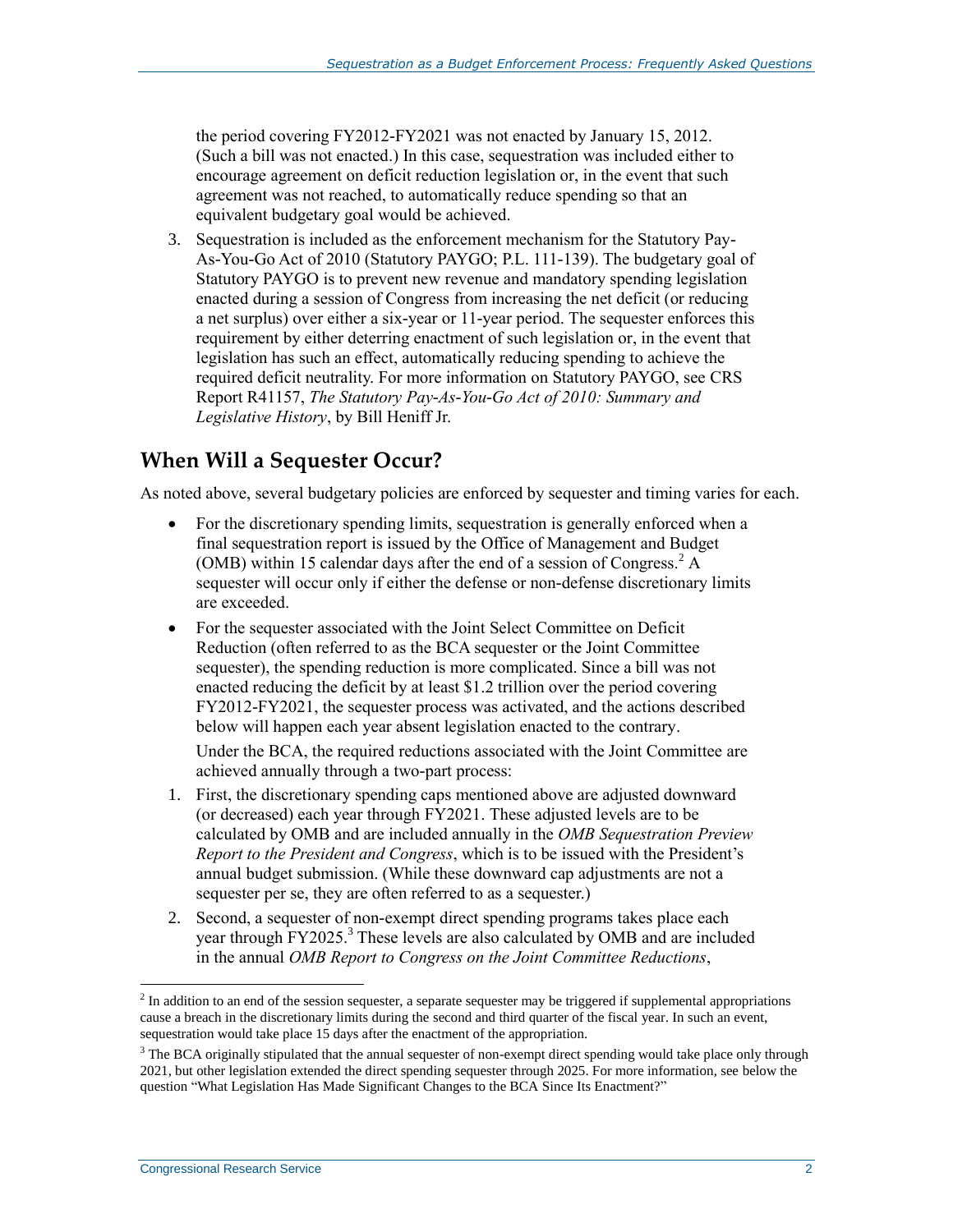the period covering FY2012-FY2021 was not enacted by January 15, 2012. (Such a bill was not enacted.) In this case, sequestration was included either to encourage agreement on deficit reduction legislation or, in the event that such agreement was not reached, to automatically reduce spending so that an equivalent budgetary goal would be achieved.

3. Sequestration is included as the enforcement mechanism for the Statutory Pay-As-You-Go Act of 2010 (Statutory PAYGO; P.L. 111-139). The budgetary goal of Statutory PAYGO is to prevent new revenue and mandatory spending legislation enacted during a session of Congress from increasing the net deficit (or reducing a net surplus) over either a six-year or 11-year period. The sequester enforces this requirement by either deterring enactment of such legislation or, in the event that legislation has such an effect, automatically reducing spending to achieve the required deficit neutrality. For more information on Statutory PAYGO, see CRS Report R41157, *The Statutory Pay-As-You-Go Act of 2010: Summary and Legislative History*, by Bill Heniff Jr.

## When Will a Sequester Occur?

As noted above, several budgetary policies are enforced by sequester and timing varies for each.

- For the discretionary spending limits, sequestration is generally enforced when a final sequestration report is issued by the Office of Management and Budget (OMB) within 15 calendar days after the end of a session of Congress.[2] A sequester will occur only if either the defense or non-defense discretionary limits are exceeded.
- For the sequester associated with the Joint Select Committee on Deficit Reduction (often referred to as the BCA sequester or the Joint Committee sequester), the spending reduction is more complicated. Since a bill was not enacted reducing the deficit by at least $1.2 trillion over the period covering FY2012-FY2021, the sequester process was activated, and the actions described below will happen each year absent legislation enacted to the contrary.

  Under the BCA, the required reductions associated with the Joint Committee are achieved annually through a two-part process:

1. First, the discretionary spending caps mentioned above are adjusted downward (or decreased) each year through FY2021. These adjusted levels are to be calculated by OMB and are included annually in the *OMB Sequestration Preview Report to the President and Congress*, which is to be issued with the President's annual budget submission. (While these downward cap adjustments are not a sequester per se, they are often referred to as a sequester.)
2. Second, a sequester of non-exempt direct spending programs takes place each year through FY2025.[3] These levels are also calculated by OMB and are included in the annual *OMB Report to Congress on the Joint Committee Reductions*,

[2] In addition to an end of the session sequester, a separate sequester may be triggered if supplemental appropriations cause a breach in the discretionary limits during the second and third quarter of the fiscal year. In such an event, sequestration would take place 15 days after the enactment of the appropriation.

[3] The BCA originally stipulated that the annual sequester of non-exempt direct spending would take place only through 2021, but other legislation extended the direct spending sequester through 2025. For more information, see below the question "What Legislation Has Made Significant Changes to the BCA Since Its Enactment?"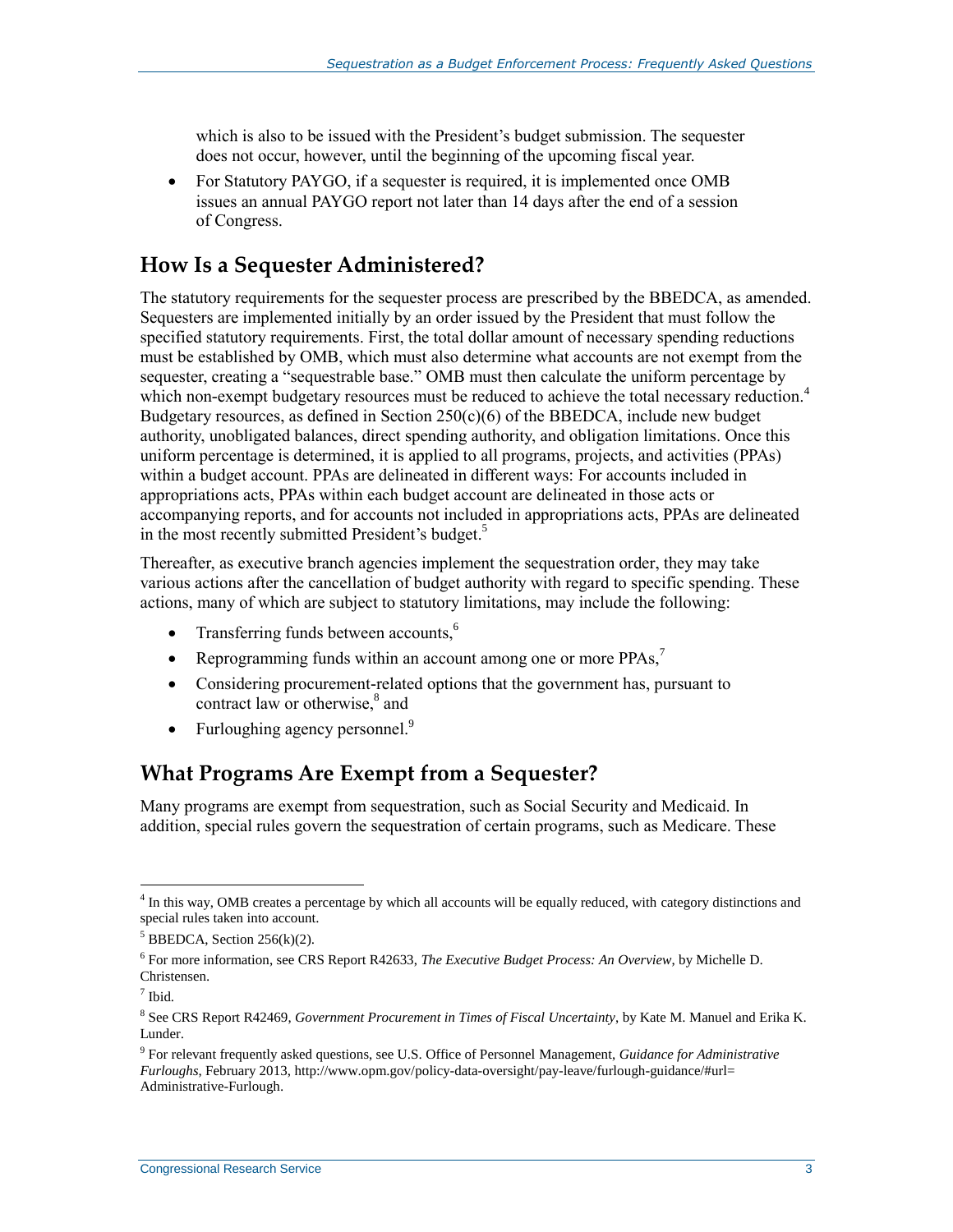which is also to be issued with the President's budget submission. The sequester does not occur, however, until the beginning of the upcoming fiscal year.

- For Statutory PAYGO, if a sequester is required, it is implemented once OMB issues an annual PAYGO report not later than 14 days after the end of a session of Congress.

## How Is a Sequester Administered?

The statutory requirements for the sequester process are prescribed by the BBEDCA, as amended. Sequesters are implemented initially by an order issued by the President that must follow the specified statutory requirements. First, the total dollar amount of necessary spending reductions must be established by OMB, which must also determine what accounts are not exempt from the sequester, creating a "sequestrable base." OMB must then calculate the uniform percentage by which non-exempt budgetary resources must be reduced to achieve the total necessary reduction.[4] Budgetary resources, as defined in Section 250(c)(6) of the BBEDCA, include new budget authority, unobligated balances, direct spending authority, and obligation limitations. Once this uniform percentage is determined, it is applied to all programs, projects, and activities (PPAs) within a budget account. PPAs are delineated in different ways: For accounts included in appropriations acts, PPAs within each budget account are delineated in those acts or accompanying reports, and for accounts not included in appropriations acts, PPAs are delineated in the most recently submitted President's budget.[5]

Thereafter, as executive branch agencies implement the sequestration order, they may take various actions after the cancellation of budget authority with regard to specific spending. These actions, many of which are subject to statutory limitations, may include the following:

- Transferring funds between accounts,[6]
- Reprogramming funds within an account among one or more PPAs,[7]
- Considering procurement-related options that the government has, pursuant to contract law or otherwise,[8] and
- Furloughing agency personnel.[9]

## What Programs Are Exempt from a Sequester?

Many programs are exempt from sequestration, such as Social Security and Medicaid. In addition, special rules govern the sequestration of certain programs, such as Medicare. These

---

[4] In this way, OMB creates a percentage by which all accounts will be equally reduced, with category distinctions and special rules taken into account.

[5] BBEDCA, Section 256(k)(2).

[6] For more information, see CRS Report R42633, *The Executive Budget Process: An Overview*, by Michelle D. Christensen.

[7] Ibid.

[8] See CRS Report R42469, *Government Procurement in Times of Fiscal Uncertainty*, by Kate M. Manuel and Erika K. Lunder.

[9] For relevant frequently asked questions, see U.S. Office of Personnel Management, *Guidance for Administrative Furloughs*, February 2013, http://www.opm.gov/policy-data-oversight/pay-leave/furlough-guidance/#url=Administrative-Furlough.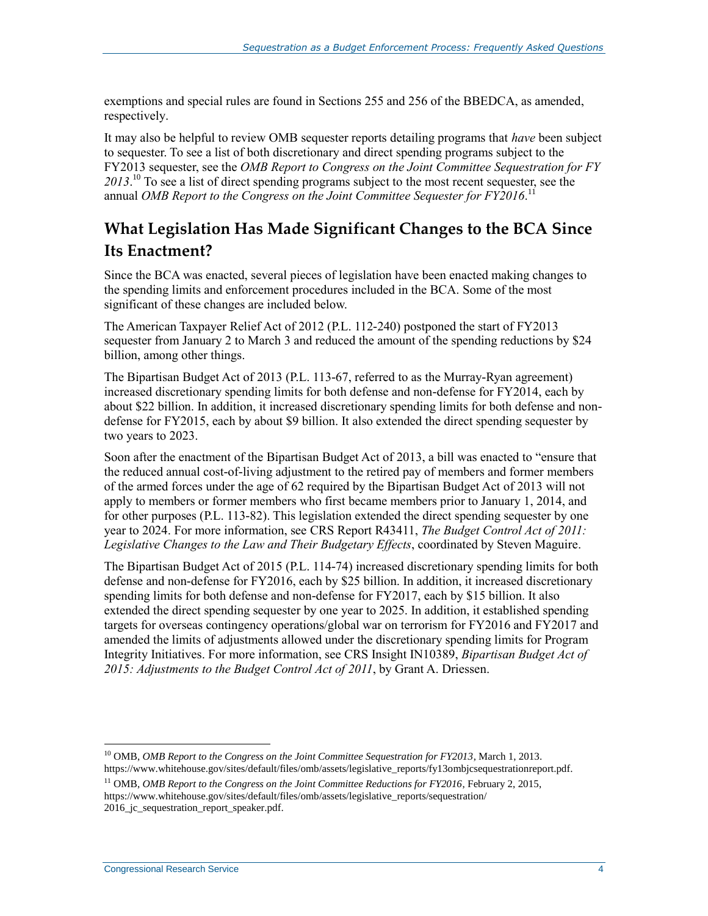exemptions and special rules are found in Sections 255 and 256 of the BBEDCA, as amended, respectively.

It may also be helpful to review OMB sequester reports detailing programs that *have* been subject to sequester. To see a list of both discretionary and direct spending programs subject to the FY2013 sequester, see the *OMB Report to Congress on the Joint Committee Sequestration for FY 2013*.[10] To see a list of direct spending programs subject to the most recent sequester, see the annual *OMB Report to the Congress on the Joint Committee Sequester for FY2016*.[11]

## What Legislation Has Made Significant Changes to the BCA Since Its Enactment?

Since the BCA was enacted, several pieces of legislation have been enacted making changes to the spending limits and enforcement procedures included in the BCA. Some of the most significant of these changes are included below.

The American Taxpayer Relief Act of 2012 (P.L. 112-240) postponed the start of FY2013 sequester from January 2 to March 3 and reduced the amount of the spending reductions by $24 billion, among other things.

The Bipartisan Budget Act of 2013 (P.L. 113-67, referred to as the Murray-Ryan agreement) increased discretionary spending limits for both defense and non-defense for FY2014, each by about $22 billion. In addition, it increased discretionary spending limits for both defense and non-defense for FY2015, each by about $9 billion. It also extended the direct spending sequester by two years to 2023.

Soon after the enactment of the Bipartisan Budget Act of 2013, a bill was enacted to "ensure that the reduced annual cost-of-living adjustment to the retired pay of members and former members of the armed forces under the age of 62 required by the Bipartisan Budget Act of 2013 will not apply to members or former members who first became members prior to January 1, 2014, and for other purposes (P.L. 113-82). This legislation extended the direct spending sequester by one year to 2024. For more information, see CRS Report R43411, *The Budget Control Act of 2011: Legislative Changes to the Law and Their Budgetary Effects*, coordinated by Steven Maguire.

The Bipartisan Budget Act of 2015 (P.L. 114-74) increased discretionary spending limits for both defense and non-defense for FY2016, each by $25 billion. In addition, it increased discretionary spending limits for both defense and non-defense for FY2017, each by $15 billion. It also extended the direct spending sequester by one year to 2025. In addition, it established spending targets for overseas contingency operations/global war on terrorism for FY2016 and FY2017 and amended the limits of adjustments allowed under the discretionary spending limits for Program Integrity Initiatives. For more information, see CRS Insight IN10389, *Bipartisan Budget Act of 2015: Adjustments to the Budget Control Act of 2011*, by Grant A. Driessen.

---

[10] OMB, *OMB Report to the Congress on the Joint Committee Sequestration for FY2013*, March 1, 2013. https://www.whitehouse.gov/sites/default/files/omb/assets/legislative_reports/fy13ombjcsequestrationreport.pdf.

[11] OMB, *OMB Report to the Congress on the Joint Committee Reductions for FY2016*, February 2, 2015, https://www.whitehouse.gov/sites/default/files/omb/assets/legislative_reports/sequestration/2016_jc_sequestration_report_speaker.pdf.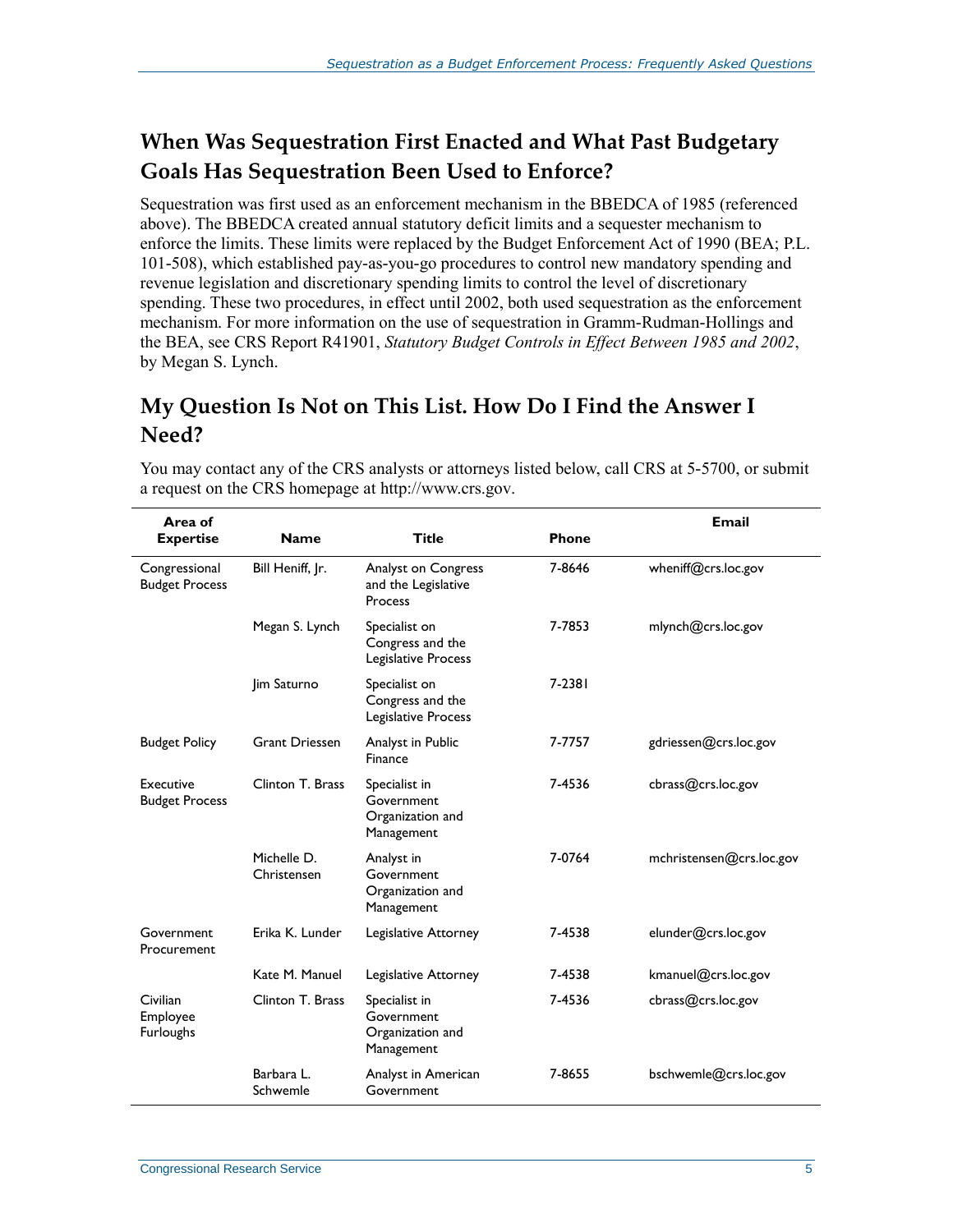## When Was Sequestration First Enacted and What Past Budgetary Goals Has Sequestration Been Used to Enforce?

Sequestration was first used as an enforcement mechanism in the BBEDCA of 1985 (referenced above). The BBEDCA created annual statutory deficit limits and a sequester mechanism to enforce the limits. These limits were replaced by the Budget Enforcement Act of 1990 (BEA; P.L. 101-508), which established pay-as-you-go procedures to control new mandatory spending and revenue legislation and discretionary spending limits to control the level of discretionary spending. These two procedures, in effect until 2002, both used sequestration as the enforcement mechanism. For more information on the use of sequestration in Gramm-Rudman-Hollings and the BEA, see CRS Report R41901, *Statutory Budget Controls in Effect Between 1985 and 2002*, by Megan S. Lynch.

## My Question Is Not on This List. How Do I Find the Answer I Need?

You may contact any of the CRS analysts or attorneys listed below, call CRS at 5-5700, or submit a request on the CRS homepage at http://www.crs.gov.

| Area of Expertise | Name | Title | Phone | Email |
|---|---|---|---|---|
| Congressional Budget Process | Bill Heniff, Jr. | Analyst on Congress and the Legislative Process | 7-8646 | wheniff@crs.loc.gov |
| | Megan S. Lynch | Specialist on Congress and the Legislative Process | 7-7853 | mlynch@crs.loc.gov |
| | Jim Saturno | Specialist on Congress and the Legislative Process | 7-2381 | |
| Budget Policy | Grant Driessen | Analyst in Public Finance | 7-7757 | gdriessen@crs.loc.gov |
| Executive Budget Process | Clinton T. Brass | Specialist in Government Organization and Management | 7-4536 | cbrass@crs.loc.gov |
| | Michelle D. Christensen | Analyst in Government Organization and Management | 7-0764 | mchristensen@crs.loc.gov |
| Government Procurement | Erika K. Lunder | Legislative Attorney | 7-4538 | elunder@crs.loc.gov |
| | Kate M. Manuel | Legislative Attorney | 7-4538 | kmanuel@crs.loc.gov |
| Civilian Employee Furloughs | Clinton T. Brass | Specialist in Government Organization and Management | 7-4536 | cbrass@crs.loc.gov |
| | Barbara L. Schwemle | Analyst in American Government | 7-8655 | bschwemle@crs.loc.gov |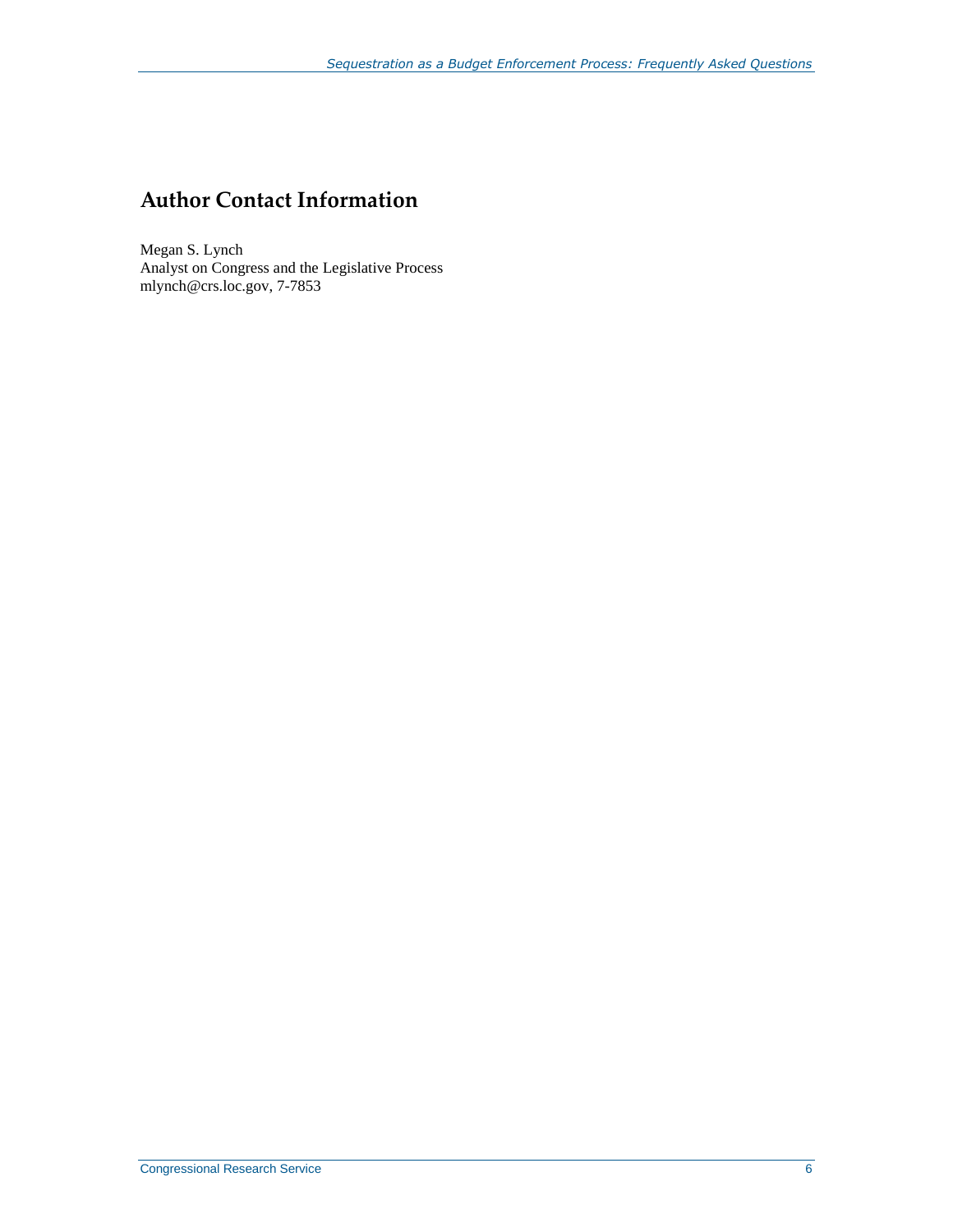## Author Contact Information

Megan S. Lynch
Analyst on Congress and the Legislative Process
mlynch@crs.loc.gov, 7-7853